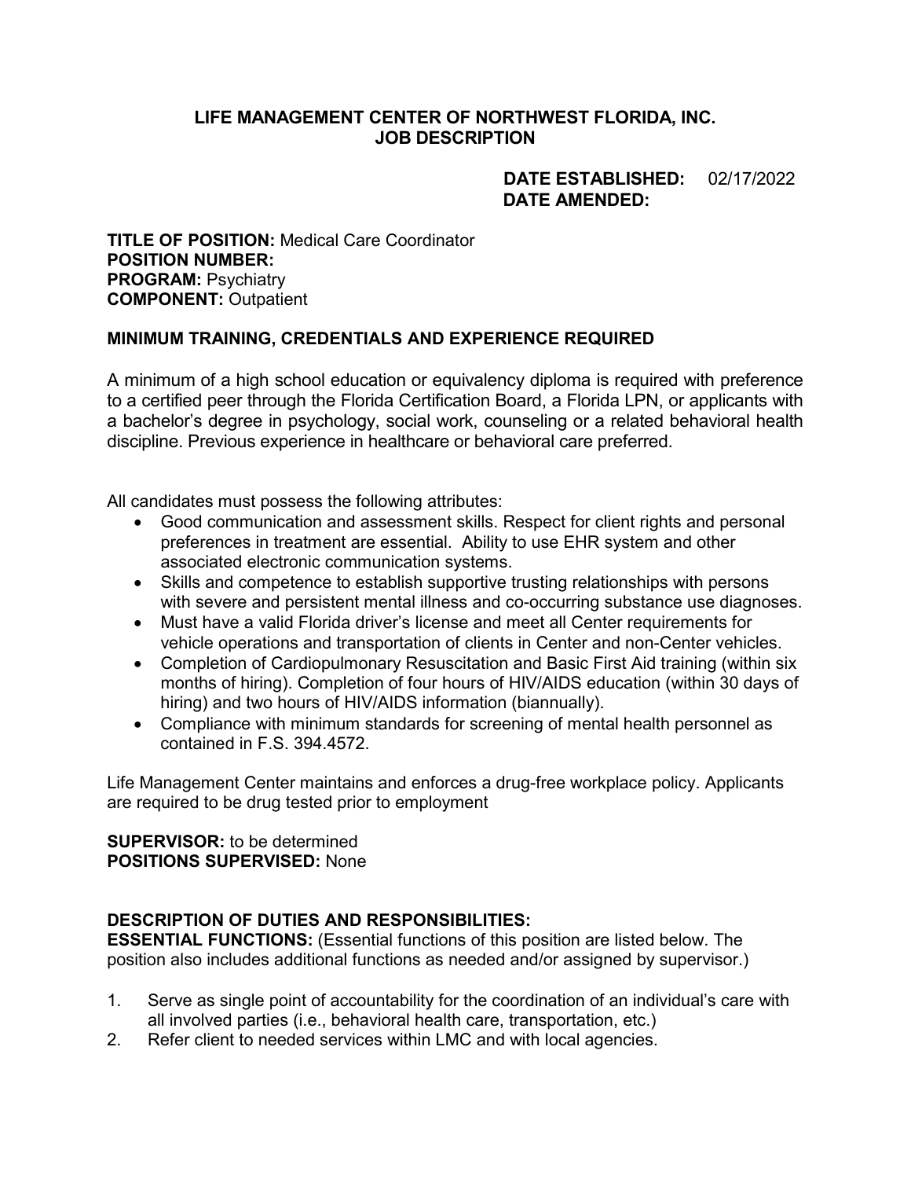**LIFE MANAGEMENT CENTER OF NORTHWEST FLORIDA, INC.**
**JOB DESCRIPTION**

**DATE ESTABLISHED:** 02/17/2022
**DATE AMENDED:**

**TITLE OF POSITION:** Medical Care Coordinator
**POSITION NUMBER:**
**PROGRAM:** Psychiatry
**COMPONENT:** Outpatient

**MINIMUM TRAINING, CREDENTIALS AND EXPERIENCE REQUIRED**

A minimum of a high school education or equivalency diploma is required with preference to a certified peer through the Florida Certification Board, a Florida LPN, or applicants with a bachelor's degree in psychology, social work, counseling or a related behavioral health discipline. Previous experience in healthcare or behavioral care preferred.

All candidates must possess the following attributes:

- Good communication and assessment skills. Respect for client rights and personal preferences in treatment are essential. Ability to use EHR system and other associated electronic communication systems.
- Skills and competence to establish supportive trusting relationships with persons with severe and persistent mental illness and co-occurring substance use diagnoses.
- Must have a valid Florida driver's license and meet all Center requirements for vehicle operations and transportation of clients in Center and non-Center vehicles.
- Completion of Cardiopulmonary Resuscitation and Basic First Aid training (within six months of hiring). Completion of four hours of HIV/AIDS education (within 30 days of hiring) and two hours of HIV/AIDS information (biannually).
- Compliance with minimum standards for screening of mental health personnel as contained in F.S. 394.4572.

Life Management Center maintains and enforces a drug-free workplace policy. Applicants are required to be drug tested prior to employment

**SUPERVISOR:** to be determined
**POSITIONS SUPERVISED:** None

**DESCRIPTION OF DUTIES AND RESPONSIBILITIES:**
**ESSENTIAL FUNCTIONS:** (Essential functions of this position are listed below. The position also includes additional functions as needed and/or assigned by supervisor.)

1. Serve as single point of accountability for the coordination of an individual's care with all involved parties (i.e., behavioral health care, transportation, etc.)
2. Refer client to needed services within LMC and with local agencies.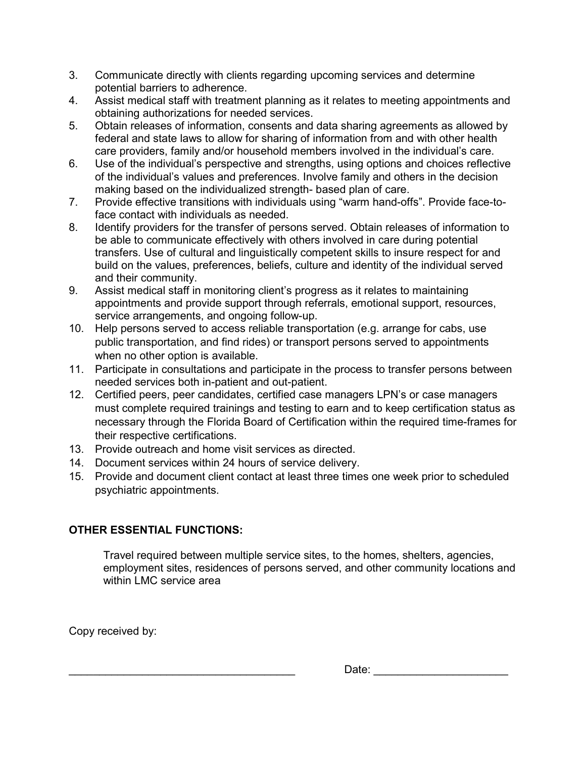3. Communicate directly with clients regarding upcoming services and determine potential barriers to adherence.
4. Assist medical staff with treatment planning as it relates to meeting appointments and obtaining authorizations for needed services.
5. Obtain releases of information, consents and data sharing agreements as allowed by federal and state laws to allow for sharing of information from and with other health care providers, family and/or household members involved in the individual's care.
6. Use of the individual's perspective and strengths, using options and choices reflective of the individual's values and preferences. Involve family and others in the decision making based on the individualized strength- based plan of care.
7. Provide effective transitions with individuals using "warm hand-offs". Provide face-to-face contact with individuals as needed.
8. Identify providers for the transfer of persons served. Obtain releases of information to be able to communicate effectively with others involved in care during potential transfers. Use of cultural and linguistically competent skills to insure respect for and build on the values, preferences, beliefs, culture and identity of the individual served and their community.
9. Assist medical staff in monitoring client's progress as it relates to maintaining appointments and provide support through referrals, emotional support, resources, service arrangements, and ongoing follow-up.
10. Help persons served to access reliable transportation (e.g. arrange for cabs, use public transportation, and find rides) or transport persons served to appointments when no other option is available.
11. Participate in consultations and participate in the process to transfer persons between needed services both in-patient and out-patient.
12. Certified peers, peer candidates, certified case managers LPN's or case managers must complete required trainings and testing to earn and to keep certification status as necessary through the Florida Board of Certification within the required time-frames for their respective certifications.
13. Provide outreach and home visit services as directed.
14. Document services within 24 hours of service delivery.
15. Provide and document client contact at least three times one week prior to scheduled psychiatric appointments.

**OTHER ESSENTIAL FUNCTIONS:**

Travel required between multiple service sites, to the homes, shelters, agencies, employment sites, residences of persons served, and other community locations and within LMC service area

Copy received by:

_____________________________________ Date: ______________________